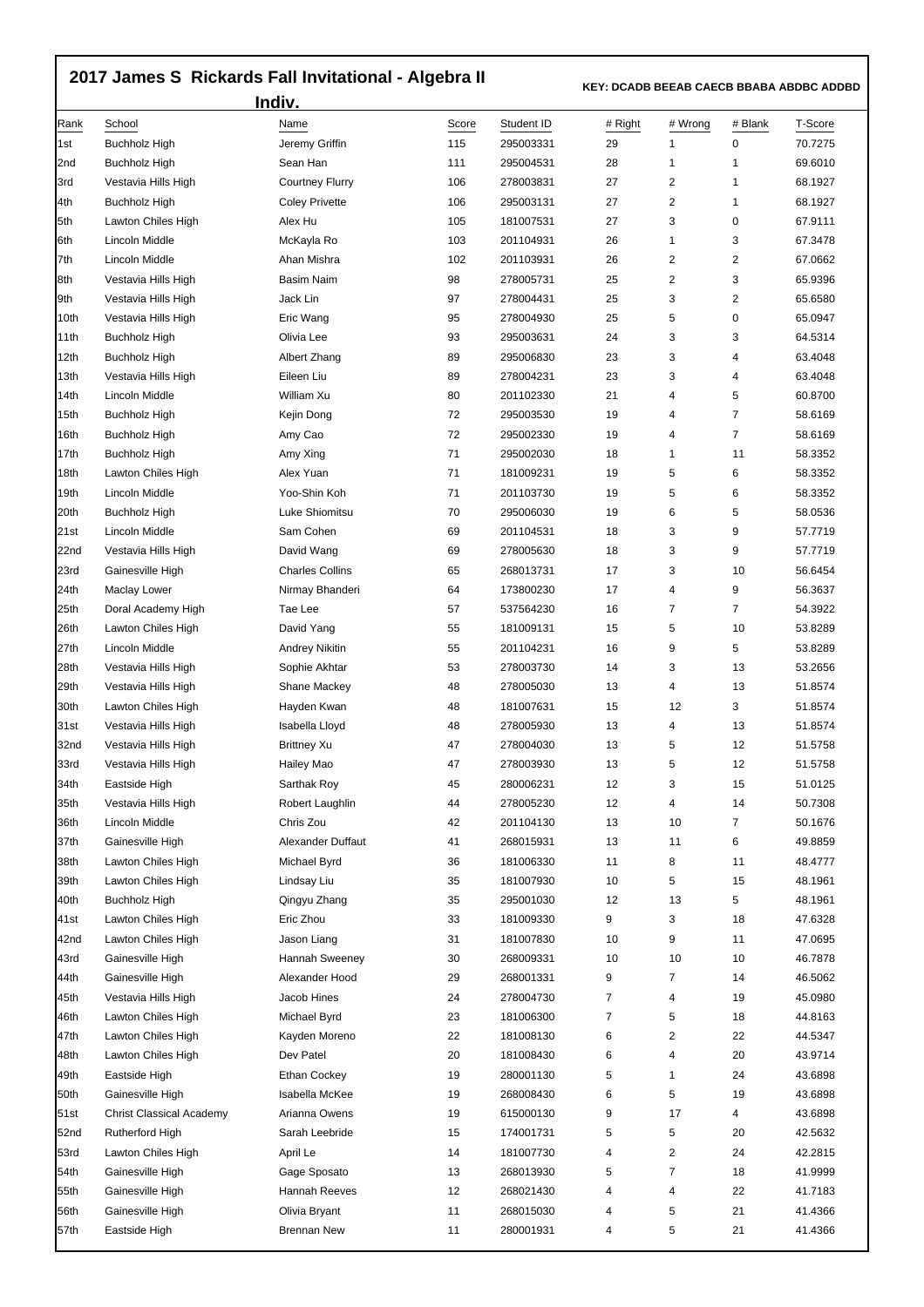# 2017 James S Rickards Fall Invitational - Algebra II Indiv.

**KEY: DCADB BEEAB CAECB BBABA ABDBC ADDBD**

| Rank | School | Name | Score | Student ID | # Right | # Wrong | # Blank | T-Score |
|---|---|---|---|---|---|---|---|---|
| 1st | Buchholz High | Jeremy Griffin | 115 | 295003331 | 29 | 1 | 0 | 70.7275 |
| 2nd | Buchholz High | Sean Han | 111 | 295004531 | 28 | 1 | 1 | 69.6010 |
| 3rd | Vestavia Hills High | Courtney Flurry | 106 | 278003831 | 27 | 2 | 1 | 68.1927 |
| 4th | Buchholz High | Coley Privette | 106 | 295003131 | 27 | 2 | 1 | 68.1927 |
| 5th | Lawton Chiles High | Alex Hu | 105 | 181007531 | 27 | 3 | 0 | 67.9111 |
| 6th | Lincoln Middle | McKayla Ro | 103 | 201104931 | 26 | 1 | 3 | 67.3478 |
| 7th | Lincoln Middle | Ahan Mishra | 102 | 201103931 | 26 | 2 | 2 | 67.0662 |
| 8th | Vestavia Hills High | Basim Naim | 98 | 278005731 | 25 | 2 | 3 | 65.9396 |
| 9th | Vestavia Hills High | Jack Lin | 97 | 278004431 | 25 | 3 | 2 | 65.6580 |
| 10th | Vestavia Hills High | Eric Wang | 95 | 278004930 | 25 | 5 | 0 | 65.0947 |
| 11th | Buchholz High | Olivia Lee | 93 | 295003631 | 24 | 3 | 3 | 64.5314 |
| 12th | Buchholz High | Albert Zhang | 89 | 295006830 | 23 | 3 | 4 | 63.4048 |
| 13th | Vestavia Hills High | Eileen Liu | 89 | 278004231 | 23 | 3 | 4 | 63.4048 |
| 14th | Lincoln Middle | William Xu | 80 | 201102330 | 21 | 4 | 5 | 60.8700 |
| 15th | Buchholz High | Kejin Dong | 72 | 295003530 | 19 | 4 | 7 | 58.6169 |
| 16th | Buchholz High | Amy Cao | 72 | 295002330 | 19 | 4 | 7 | 58.6169 |
| 17th | Buchholz High | Amy Xing | 71 | 295002030 | 18 | 1 | 11 | 58.3352 |
| 18th | Lawton Chiles High | Alex Yuan | 71 | 181009231 | 19 | 5 | 6 | 58.3352 |
| 19th | Lincoln Middle | Yoo-Shin Koh | 71 | 201103730 | 19 | 5 | 6 | 58.3352 |
| 20th | Buchholz High | Luke Shiomitsu | 70 | 295006030 | 19 | 6 | 5 | 58.0536 |
| 21st | Lincoln Middle | Sam Cohen | 69 | 201104531 | 18 | 3 | 9 | 57.7719 |
| 22nd | Vestavia Hills High | David Wang | 69 | 278005630 | 18 | 3 | 9 | 57.7719 |
| 23rd | Gainesville High | Charles Collins | 65 | 268013731 | 17 | 3 | 10 | 56.6454 |
| 24th | Maclay Lower | Nirmay Bhanderi | 64 | 173800230 | 17 | 4 | 9 | 56.3637 |
| 25th | Doral Academy High | Tae Lee | 57 | 537564230 | 16 | 7 | 7 | 54.3922 |
| 26th | Lawton Chiles High | David Yang | 55 | 181009131 | 15 | 5 | 10 | 53.8289 |
| 27th | Lincoln Middle | Andrey Nikitin | 55 | 201104231 | 16 | 9 | 5 | 53.8289 |
| 28th | Vestavia Hills High | Sophie Akhtar | 53 | 278003730 | 14 | 3 | 13 | 53.2656 |
| 29th | Vestavia Hills High | Shane Mackey | 48 | 278005030 | 13 | 4 | 13 | 51.8574 |
| 30th | Lawton Chiles High | Hayden Kwan | 48 | 181007631 | 15 | 12 | 3 | 51.8574 |
| 31st | Vestavia Hills High | Isabella Lloyd | 48 | 278005930 | 13 | 4 | 13 | 51.8574 |
| 32nd | Vestavia Hills High | Brittney Xu | 47 | 278004030 | 13 | 5 | 12 | 51.5758 |
| 33rd | Vestavia Hills High | Hailey Mao | 47 | 278003930 | 13 | 5 | 12 | 51.5758 |
| 34th | Eastside High | Sarthak Roy | 45 | 280006231 | 12 | 3 | 15 | 51.0125 |
| 35th | Vestavia Hills High | Robert Laughlin | 44 | 278005230 | 12 | 4 | 14 | 50.7308 |
| 36th | Lincoln Middle | Chris Zou | 42 | 201104130 | 13 | 10 | 7 | 50.1676 |
| 37th | Gainesville High | Alexander Duffaut | 41 | 268015931 | 13 | 11 | 6 | 49.8859 |
| 38th | Lawton Chiles High | Michael Byrd | 36 | 181006330 | 11 | 8 | 11 | 48.4777 |
| 39th | Lawton Chiles High | Lindsay Liu | 35 | 181007930 | 10 | 5 | 15 | 48.1961 |
| 40th | Buchholz High | Qingyu Zhang | 35 | 295001030 | 12 | 13 | 5 | 48.1961 |
| 41st | Lawton Chiles High | Eric Zhou | 33 | 181009330 | 9 | 3 | 18 | 47.6328 |
| 42nd | Lawton Chiles High | Jason Liang | 31 | 181007830 | 10 | 9 | 11 | 47.0695 |
| 43rd | Gainesville High | Hannah Sweeney | 30 | 268009331 | 10 | 10 | 10 | 46.7878 |
| 44th | Gainesville High | Alexander Hood | 29 | 268001331 | 9 | 7 | 14 | 46.5062 |
| 45th | Vestavia Hills High | Jacob Hines | 24 | 278004730 | 7 | 4 | 19 | 45.0980 |
| 46th | Lawton Chiles High | Michael Byrd | 23 | 181006300 | 7 | 5 | 18 | 44.8163 |
| 47th | Lawton Chiles High | Kayden Moreno | 22 | 181008130 | 6 | 2 | 22 | 44.5347 |
| 48th | Lawton Chiles High | Dev Patel | 20 | 181008430 | 6 | 4 | 20 | 43.9714 |
| 49th | Eastside High | Ethan Cockey | 19 | 280001130 | 5 | 1 | 24 | 43.6898 |
| 50th | Gainesville High | Isabella McKee | 19 | 268008430 | 6 | 5 | 19 | 43.6898 |
| 51st | Christ Classical Academy | Arianna Owens | 19 | 615000130 | 9 | 17 | 4 | 43.6898 |
| 52nd | Rutherford High | Sarah Leebride | 15 | 174001731 | 5 | 5 | 20 | 42.5632 |
| 53rd | Lawton Chiles High | April Le | 14 | 181007730 | 4 | 2 | 24 | 42.2815 |
| 54th | Gainesville High | Gage Sposato | 13 | 268013930 | 5 | 7 | 18 | 41.9999 |
| 55th | Gainesville High | Hannah Reeves | 12 | 268021430 | 4 | 4 | 22 | 41.7183 |
| 56th | Gainesville High | Olivia Bryant | 11 | 268015030 | 4 | 5 | 21 | 41.4366 |
| 57th | Eastside High | Brennan New | 11 | 280001931 | 4 | 5 | 21 | 41.4366 |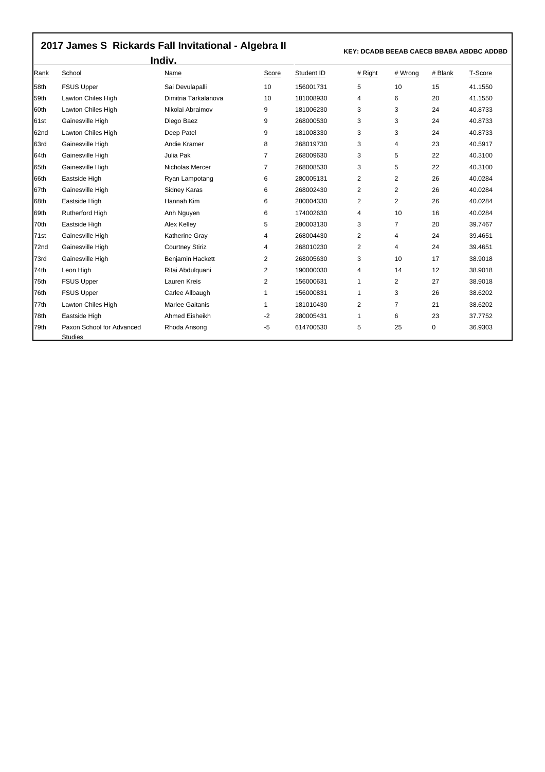## 2017 James S Rickards Fall Invitational - Algebra II Indiv.

**KEY: DCADB BEEAB CAECB BBABA ABDBC ADDBD**

| Rank | School | Name | Score | Student ID | # Right | # Wrong | # Blank | T-Score |
|---|---|---|---|---|---|---|---|---|
| 58th | FSUS Upper | Sai Devulapalli | 10 | 156001731 | 5 | 10 | 15 | 41.1550 |
| 59th | Lawton Chiles High | Dimitria Tarkalanova | 10 | 181008930 | 4 | 6 | 20 | 41.1550 |
| 60th | Lawton Chiles High | Nikolai Abraimov | 9 | 181006230 | 3 | 3 | 24 | 40.8733 |
| 61st | Gainesville High | Diego Baez | 9 | 268000530 | 3 | 3 | 24 | 40.8733 |
| 62nd | Lawton Chiles High | Deep Patel | 9 | 181008330 | 3 | 3 | 24 | 40.8733 |
| 63rd | Gainesville High | Andie Kramer | 8 | 268019730 | 3 | 4 | 23 | 40.5917 |
| 64th | Gainesville High | Julia Pak | 7 | 268009630 | 3 | 5 | 22 | 40.3100 |
| 65th | Gainesville High | Nicholas Mercer | 7 | 268008530 | 3 | 5 | 22 | 40.3100 |
| 66th | Eastside High | Ryan Lampotang | 6 | 280005131 | 2 | 2 | 26 | 40.0284 |
| 67th | Gainesville High | Sidney Karas | 6 | 268002430 | 2 | 2 | 26 | 40.0284 |
| 68th | Eastside High | Hannah Kim | 6 | 280004330 | 2 | 2 | 26 | 40.0284 |
| 69th | Rutherford High | Anh Nguyen | 6 | 174002630 | 4 | 10 | 16 | 40.0284 |
| 70th | Eastside High | Alex Kelley | 5 | 280003130 | 3 | 7 | 20 | 39.7467 |
| 71st | Gainesville High | Katherine Gray | 4 | 268004430 | 2 | 4 | 24 | 39.4651 |
| 72nd | Gainesville High | Courtney Stiriz | 4 | 268010230 | 2 | 4 | 24 | 39.4651 |
| 73rd | Gainesville High | Benjamin Hackett | 2 | 268005630 | 3 | 10 | 17 | 38.9018 |
| 74th | Leon High | Ritai Abdulquani | 2 | 190000030 | 4 | 14 | 12 | 38.9018 |
| 75th | FSUS Upper | Lauren Kreis | 2 | 156000631 | 1 | 2 | 27 | 38.9018 |
| 76th | FSUS Upper | Carlee Allbaugh | 1 | 156000831 | 1 | 3 | 26 | 38.6202 |
| 77th | Lawton Chiles High | Marlee Gaitanis | 1 | 181010430 | 2 | 7 | 21 | 38.6202 |
| 78th | Eastside High | Ahmed Eisheikh | -2 | 280005431 | 1 | 6 | 23 | 37.7752 |
| 79th | Paxon School for Advanced Studies | Rhoda Ansong | -5 | 614700530 | 5 | 25 | 0 | 36.9303 |